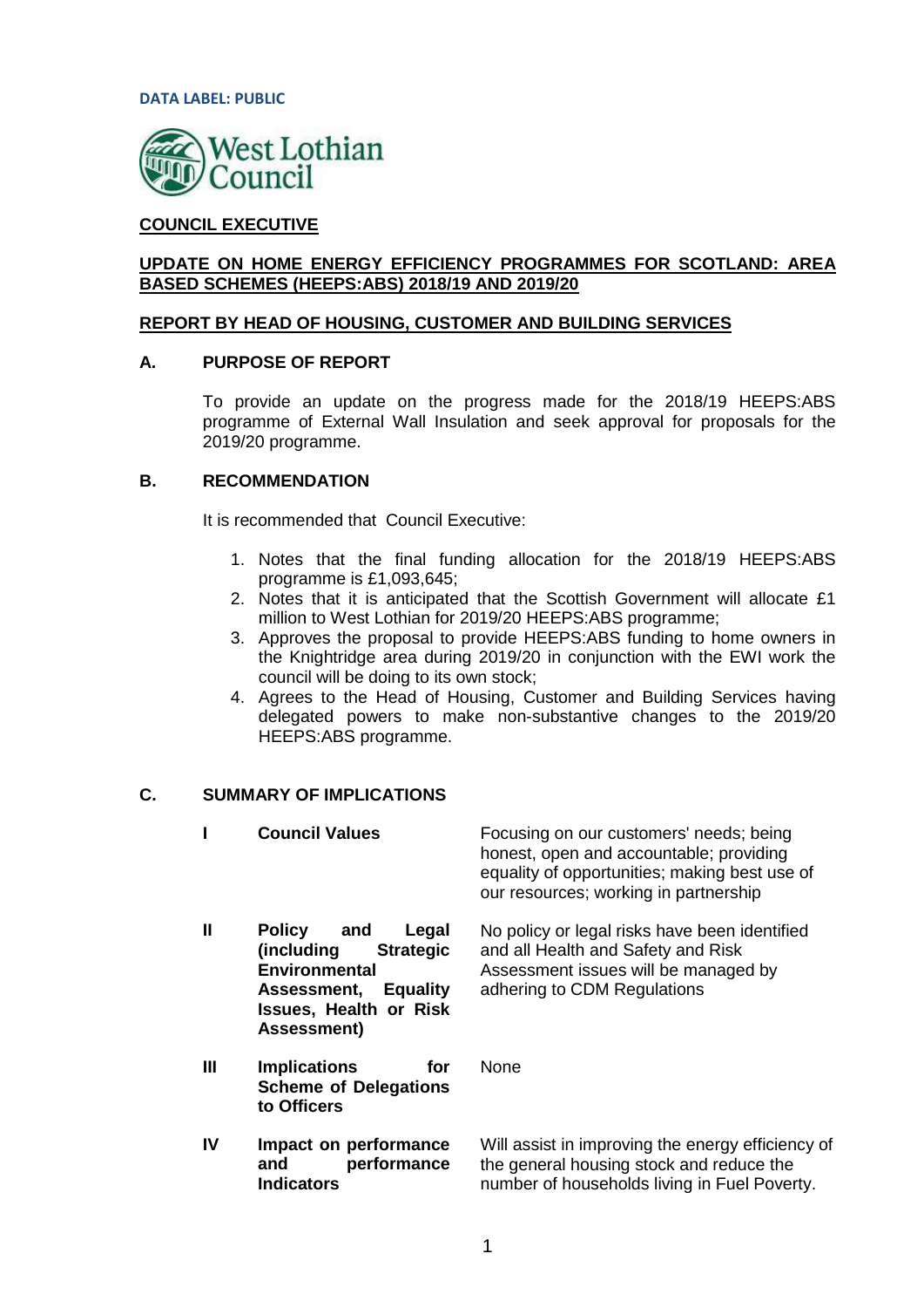**DATA LABEL: PUBLIC**

West Lothian Council

**COUNCIL EXECUTIVE**

**UPDATE ON HOME ENERGY EFFICIENCY PROGRAMMES FOR SCOTLAND: AREA BASED SCHEMES (HEEPS:ABS) 2018/19 AND 2019/20**

**REPORT BY HEAD OF HOUSING, CUSTOMER AND BUILDING SERVICES**

## A. PURPOSE OF REPORT

To provide an update on the progress made for the 2018/19 HEEPS:ABS programme of External Wall Insulation and seek approval for proposals for the 2019/20 programme.

## B. RECOMMENDATION

It is recommended that Council Executive:

1. Notes that the final funding allocation for the 2018/19 HEEPS:ABS programme is £1,093,645;
2. Notes that it is anticipated that the Scottish Government will allocate £1 million to West Lothian for 2019/20 HEEPS:ABS programme;
3. Approves the proposal to provide HEEPS:ABS funding to home owners in the Knightridge area during 2019/20 in conjunction with the EWI work the council will be doing to its own stock;
4. Agrees to the Head of Housing, Customer and Building Services having delegated powers to make non-substantive changes to the 2019/20 HEEPS:ABS programme.

## C. SUMMARY OF IMPLICATIONS

| | | |
|---|---|---|
| **I** | **Council Values** | Focusing on our customers' needs; being honest, open and accountable; providing equality of opportunities; making best use of our resources; working in partnership |
| **II** | **Policy and Legal (including Strategic Environmental Assessment, Equality Issues, Health or Risk Assessment)** | No policy or legal risks have been identified and all Health and Safety and Risk Assessment issues will be managed by adhering to CDM Regulations |
| **III** | **Implications for Scheme of Delegations to Officers** | None |
| **IV** | **Impact on performance and performance Indicators** | Will assist in improving the energy efficiency of the general housing stock and reduce the number of households living in Fuel Poverty. |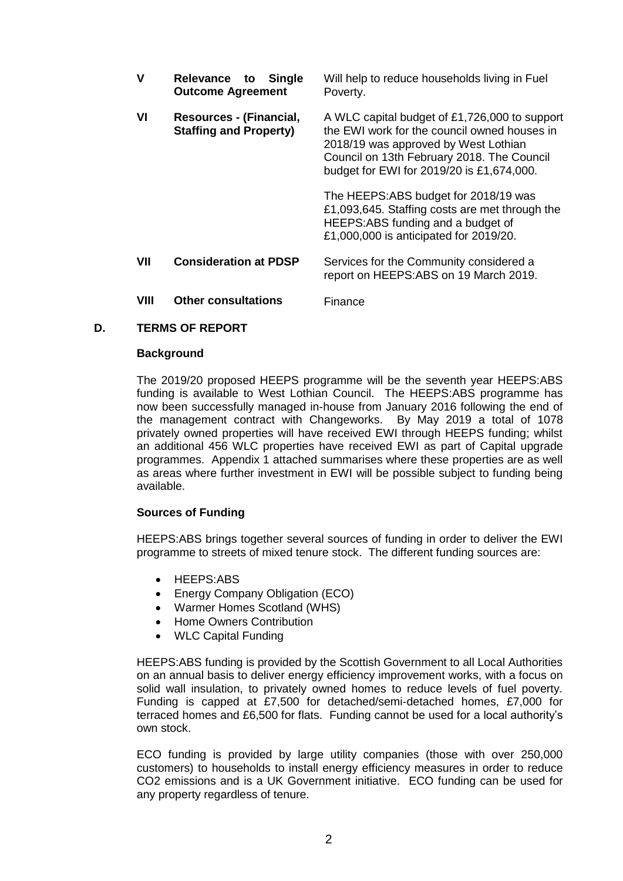| | | |
|---|---|---|
| **V** | **Relevance to Single Outcome Agreement** | Will help to reduce households living in Fuel Poverty. |
| **VI** | **Resources - (Financial, Staffing and Property)** | A WLC capital budget of £1,726,000 to support the EWI work for the council owned houses in 2018/19 was approved by West Lothian Council on 13th February 2018. The Council budget for EWI for 2019/20 is £1,674,000.<br><br>The HEEPS:ABS budget for 2018/19 was £1,093,645. Staffing costs are met through the HEEPS:ABS funding and a budget of £1,000,000 is anticipated for 2019/20. |
| **VII** | **Consideration at PDSP** | Services for the Community considered a report on HEEPS:ABS on 19 March 2019. |
| **VIII** | **Other consultations** | Finance |

## D. TERMS OF REPORT

### Background

The 2019/20 proposed HEEPS programme will be the seventh year HEEPS:ABS funding is available to West Lothian Council. The HEEPS:ABS programme has now been successfully managed in-house from January 2016 following the end of the management contract with Changeworks. By May 2019 a total of 1078 privately owned properties will have received EWI through HEEPS funding; whilst an additional 456 WLC properties have received EWI as part of Capital upgrade programmes. Appendix 1 attached summarises where these properties are as well as areas where further investment in EWI will be possible subject to funding being available.

### Sources of Funding

HEEPS:ABS brings together several sources of funding in order to deliver the EWI programme to streets of mixed tenure stock. The different funding sources are:

- HEEPS:ABS
- Energy Company Obligation (ECO)
- Warmer Homes Scotland (WHS)
- Home Owners Contribution
- WLC Capital Funding

HEEPS:ABS funding is provided by the Scottish Government to all Local Authorities on an annual basis to deliver energy efficiency improvement works, with a focus on solid wall insulation, to privately owned homes to reduce levels of fuel poverty. Funding is capped at £7,500 for detached/semi-detached homes, £7,000 for terraced homes and £6,500 for flats. Funding cannot be used for a local authority's own stock.

ECO funding is provided by large utility companies (those with over 250,000 customers) to households to install energy efficiency measures in order to reduce $CO_2$ emissions and is a UK Government initiative. ECO funding can be used for any property regardless of tenure.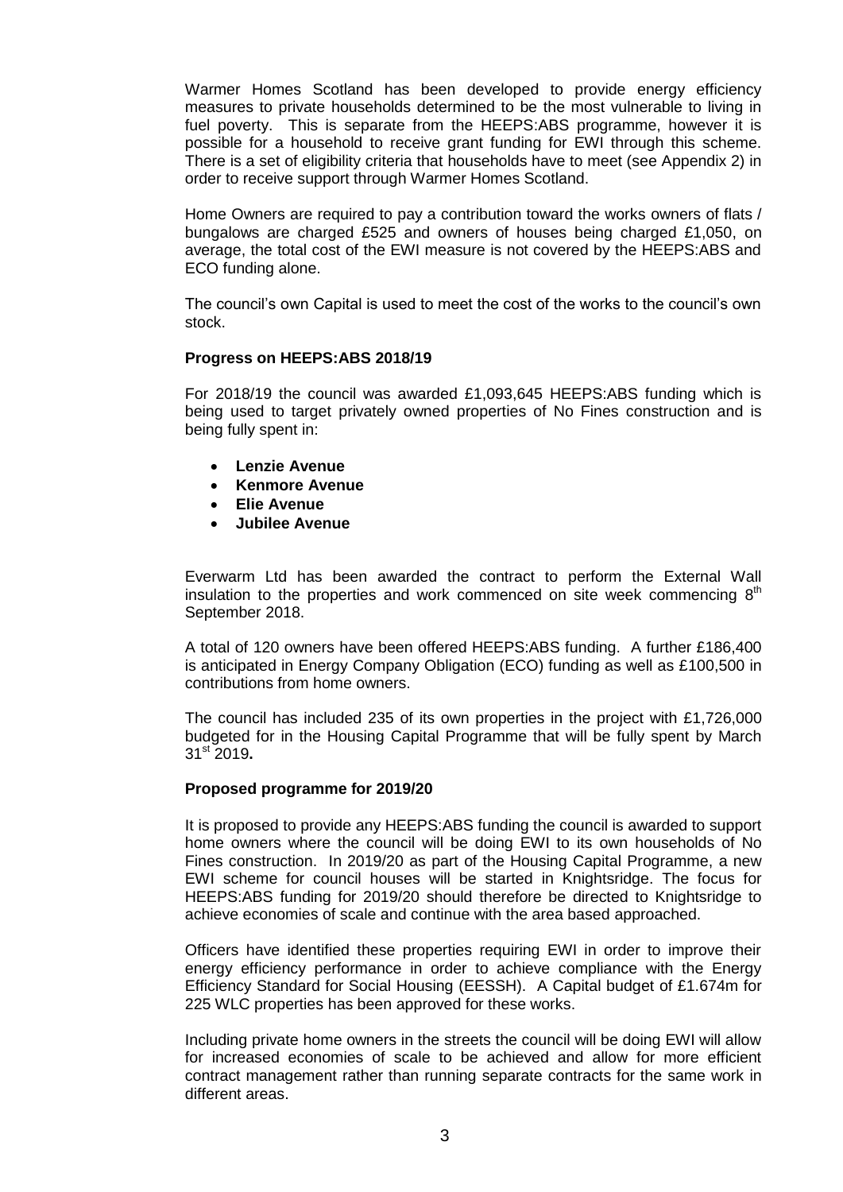Warmer Homes Scotland has been developed to provide energy efficiency measures to private households determined to be the most vulnerable to living in fuel poverty. This is separate from the HEEPS:ABS programme, however it is possible for a household to receive grant funding for EWI through this scheme. There is a set of eligibility criteria that households have to meet (see Appendix 2) in order to receive support through Warmer Homes Scotland.

Home Owners are required to pay a contribution toward the works owners of flats / bungalows are charged £525 and owners of houses being charged £1,050, on average, the total cost of the EWI measure is not covered by the HEEPS:ABS and ECO funding alone.

The council's own Capital is used to meet the cost of the works to the council's own stock.

**Progress on HEEPS:ABS 2018/19**

For 2018/19 the council was awarded £1,093,645 HEEPS:ABS funding which is being used to target privately owned properties of No Fines construction and is being fully spent in:

- **Lenzie Avenue**
- **Kenmore Avenue**
- **Elie Avenue**
- **Jubilee Avenue**

Everwarm Ltd has been awarded the contract to perform the External Wall insulation to the properties and work commenced on site week commencing 8th September 2018.

A total of 120 owners have been offered HEEPS:ABS funding. A further £186,400 is anticipated in Energy Company Obligation (ECO) funding as well as £100,500 in contributions from home owners.

The council has included 235 of its own properties in the project with £1,726,000 budgeted for in the Housing Capital Programme that will be fully spent by March 31st 2019**.**

**Proposed programme for 2019/20**

It is proposed to provide any HEEPS:ABS funding the council is awarded to support home owners where the council will be doing EWI to its own households of No Fines construction. In 2019/20 as part of the Housing Capital Programme, a new EWI scheme for council houses will be started in Knightsridge. The focus for HEEPS:ABS funding for 2019/20 should therefore be directed to Knightsridge to achieve economies of scale and continue with the area based approached.

Officers have identified these properties requiring EWI in order to improve their energy efficiency performance in order to achieve compliance with the Energy Efficiency Standard for Social Housing (EESSH). A Capital budget of £1.674m for 225 WLC properties has been approved for these works.

Including private home owners in the streets the council will be doing EWI will allow for increased economies of scale to be achieved and allow for more efficient contract management rather than running separate contracts for the same work in different areas.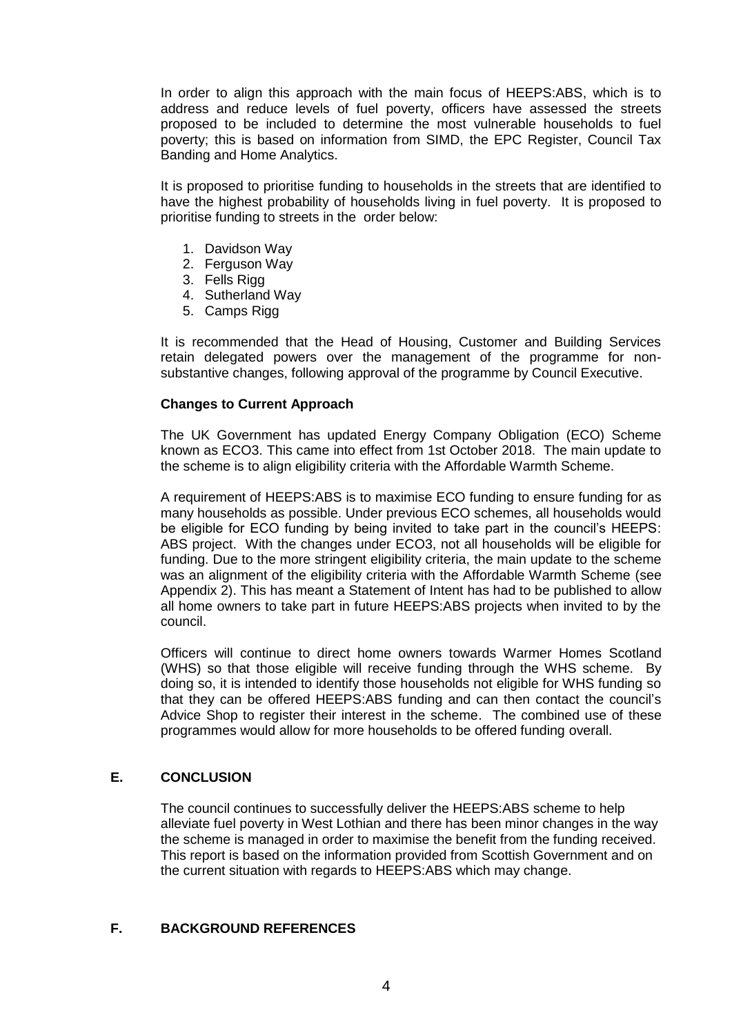In order to align this approach with the main focus of HEEPS:ABS, which is to address and reduce levels of fuel poverty, officers have assessed the streets proposed to be included to determine the most vulnerable households to fuel poverty; this is based on information from SIMD, the EPC Register, Council Tax Banding and Home Analytics.

It is proposed to prioritise funding to households in the streets that are identified to have the highest probability of households living in fuel poverty. It is proposed to prioritise funding to streets in the order below:

1. Davidson Way
2. Ferguson Way
3. Fells Rigg
4. Sutherland Way
5. Camps Rigg

It is recommended that the Head of Housing, Customer and Building Services retain delegated powers over the management of the programme for non-substantive changes, following approval of the programme by Council Executive.

**Changes to Current Approach**

The UK Government has updated Energy Company Obligation (ECO) Scheme known as ECO3. This came into effect from 1st October 2018. The main update to the scheme is to align eligibility criteria with the Affordable Warmth Scheme.

A requirement of HEEPS:ABS is to maximise ECO funding to ensure funding for as many households as possible. Under previous ECO schemes, all households would be eligible for ECO funding by being invited to take part in the council's HEEPS: ABS project. With the changes under ECO3, not all households will be eligible for funding. Due to the more stringent eligibility criteria, the main update to the scheme was an alignment of the eligibility criteria with the Affordable Warmth Scheme (see Appendix 2). This has meant a Statement of Intent has had to be published to allow all home owners to take part in future HEEPS:ABS projects when invited to by the council.

Officers will continue to direct home owners towards Warmer Homes Scotland (WHS) so that those eligible will receive funding through the WHS scheme. By doing so, it is intended to identify those households not eligible for WHS funding so that they can be offered HEEPS:ABS funding and can then contact the council's Advice Shop to register their interest in the scheme. The combined use of these programmes would allow for more households to be offered funding overall.

## E. CONCLUSION

The council continues to successfully deliver the HEEPS:ABS scheme to help alleviate fuel poverty in West Lothian and there has been minor changes in the way the scheme is managed in order to maximise the benefit from the funding received. This report is based on the information provided from Scottish Government and on the current situation with regards to HEEPS:ABS which may change.

## F. BACKGROUND REFERENCES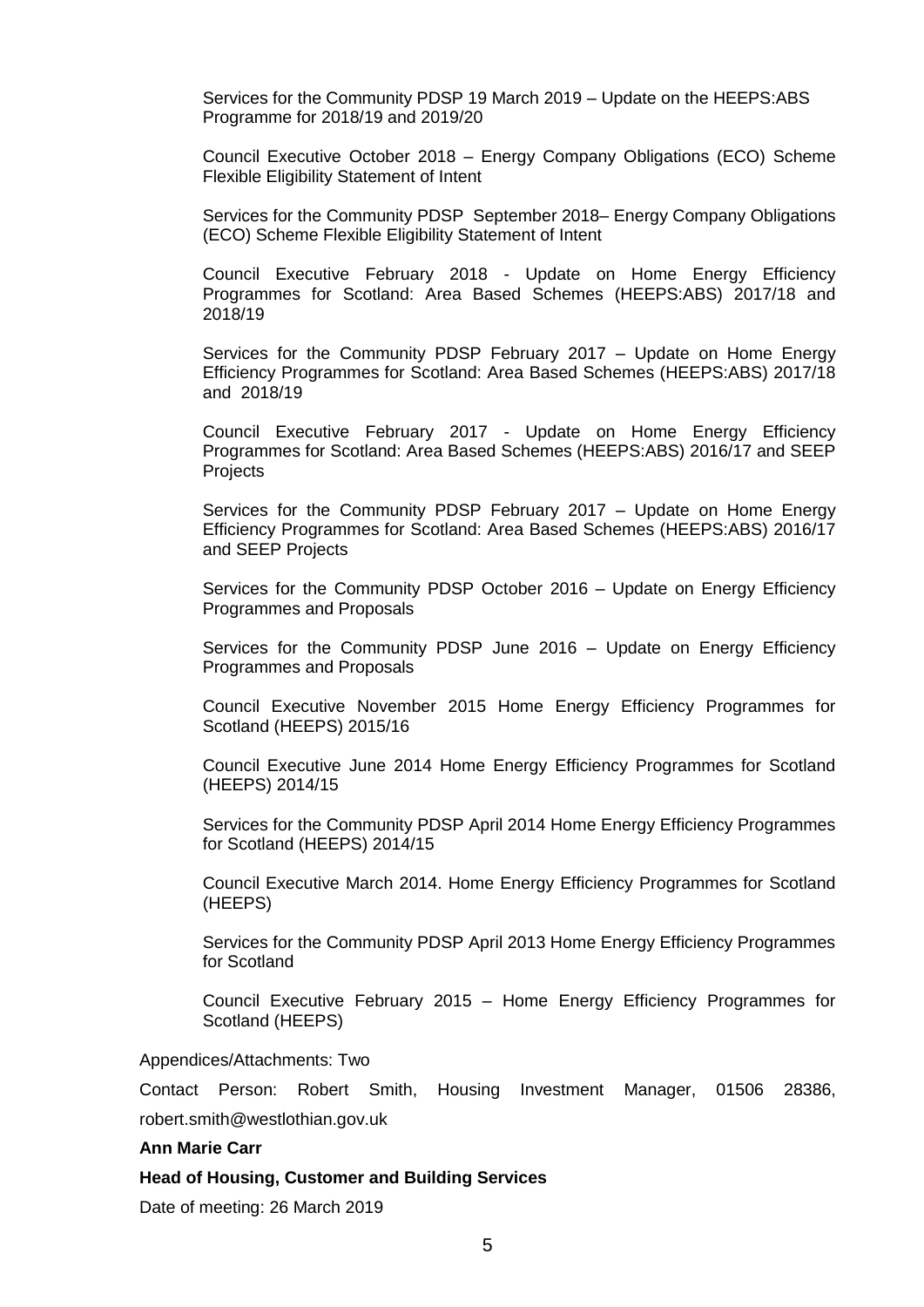Services for the Community PDSP 19 March 2019 – Update on the HEEPS:ABS Programme for 2018/19 and 2019/20

Council Executive October 2018 – Energy Company Obligations (ECO) Scheme Flexible Eligibility Statement of Intent

Services for the Community PDSP September 2018– Energy Company Obligations (ECO) Scheme Flexible Eligibility Statement of Intent

Council Executive February 2018 - Update on Home Energy Efficiency Programmes for Scotland: Area Based Schemes (HEEPS:ABS) 2017/18 and 2018/19

Services for the Community PDSP February 2017 – Update on Home Energy Efficiency Programmes for Scotland: Area Based Schemes (HEEPS:ABS) 2017/18 and 2018/19

Council Executive February 2017 - Update on Home Energy Efficiency Programmes for Scotland: Area Based Schemes (HEEPS:ABS) 2016/17 and SEEP Projects

Services for the Community PDSP February 2017 – Update on Home Energy Efficiency Programmes for Scotland: Area Based Schemes (HEEPS:ABS) 2016/17 and SEEP Projects

Services for the Community PDSP October 2016 – Update on Energy Efficiency Programmes and Proposals

Services for the Community PDSP June 2016 – Update on Energy Efficiency Programmes and Proposals

Council Executive November 2015 Home Energy Efficiency Programmes for Scotland (HEEPS) 2015/16

Council Executive June 2014 Home Energy Efficiency Programmes for Scotland (HEEPS) 2014/15

Services for the Community PDSP April 2014 Home Energy Efficiency Programmes for Scotland (HEEPS) 2014/15

Council Executive March 2014. Home Energy Efficiency Programmes for Scotland (HEEPS)

Services for the Community PDSP April 2013 Home Energy Efficiency Programmes for Scotland

Council Executive February 2015 – Home Energy Efficiency Programmes for Scotland (HEEPS)

Appendices/Attachments: Two

Contact Person: Robert Smith, Housing Investment Manager, 01506 28386, robert.smith@westlothian.gov.uk

**Ann Marie Carr**

**Head of Housing, Customer and Building Services**

Date of meeting: 26 March 2019